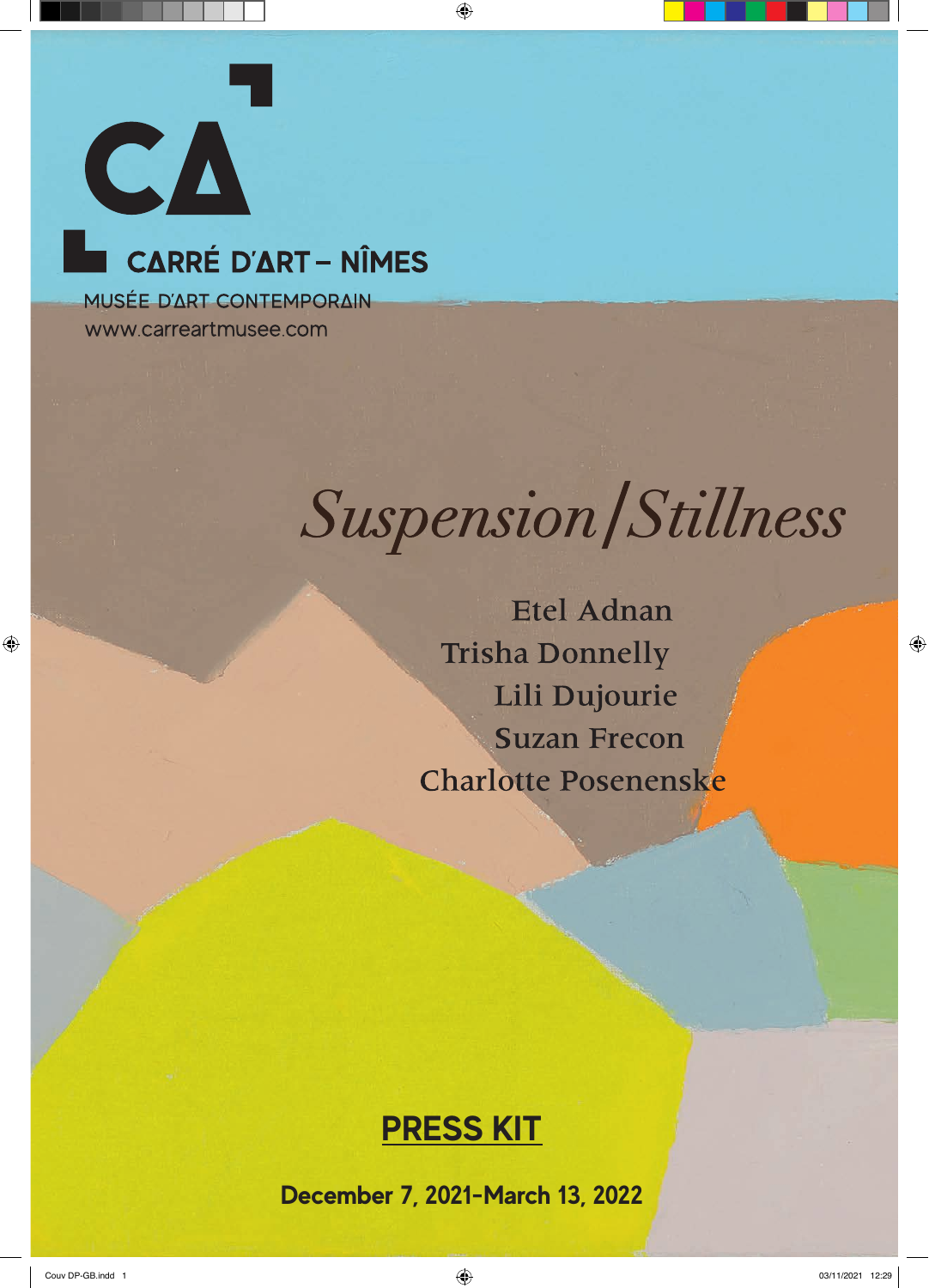CA

CARRÉ D'ART – NÎMES

MUSÉE D'ART CONTEMPORAIN

www.carreartmusee.com

# *Suspension/Stillness*

Etel Adnan

Trisha Donnelly

Lili Dujourie

Suzan Frecon

Charlotte Posenenske

## PRESS KIT

**December 7, 2021-March 13, 2022**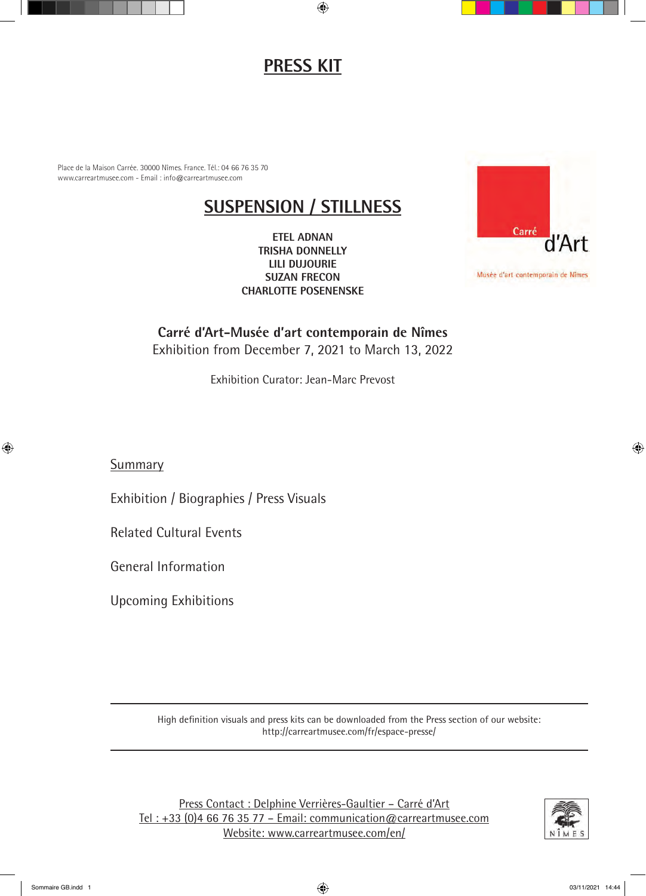# PRESS KIT

Place de la Maison Carrée. 30000 Nîmes. France. Tél.: 04 66 76 35 70
www.carreartmusee.com - Email : info@carreartmusee.com

Carré d'Art
Musée d'art contemporain de Nîmes

## SUSPENSION / STILLNESS

**ETEL ADNAN**
**TRISHA DONNELLY**
**LILI DUJOURIE**
**SUZAN FRECON**
**CHARLOTTE POSENENSKE**

**Carré d'Art-Musée d'art contemporain de Nîmes**
Exhibition from December 7, 2021 to March 13, 2022

Exhibition Curator: Jean-Marc Prevost

### Summary

Exhibition / Biographies / Press Visuals

Related Cultural Events

General Information

Upcoming Exhibitions

---

High definition visuals and press kits can be downloaded from the Press section of our website:
http://carreartmusee.com/fr/espace-presse/

---

Press Contact : Delphine Verrières-Gaultier – Carré d'Art
Tel : +33 (0)4 66 76 35 77 – Email: communication@carreartmusee.com
Website: www.carreartmusee.com/en/

NÎMES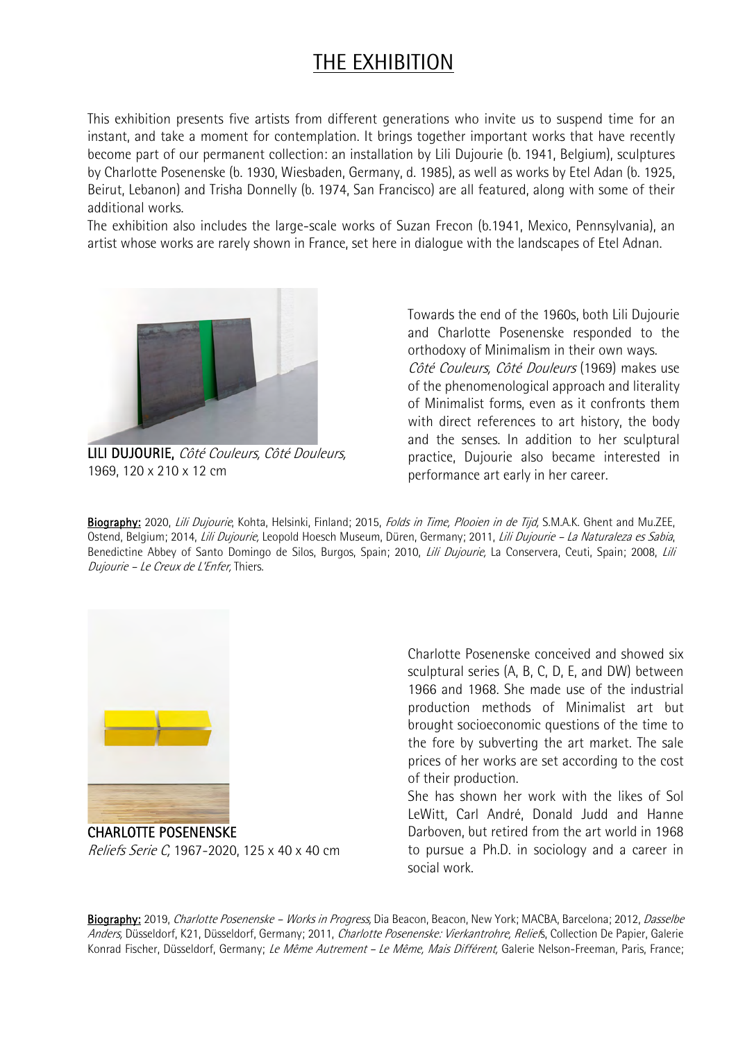# THE EXHIBITION

This exhibition presents five artists from different generations who invite us to suspend time for an instant, and take a moment for contemplation. It brings together important works that have recently become part of our permanent collection: an installation by Lili Dujourie (b. 1941, Belgium), sculptures by Charlotte Posenenske (b. 1930, Wiesbaden, Germany, d. 1985), as well as works by Etel Adan (b. 1925, Beirut, Lebanon) and Trisha Donnelly (b. 1974, San Francisco) are all featured, along with some of their additional works.
The exhibition also includes the large-scale works of Suzan Frecon (b.1941, Mexico, Pennsylvania), an artist whose works are rarely shown in France, set here in dialogue with the landscapes of Etel Adnan.

**LILI DUJOURIE,** *Côté Couleurs, Côté Douleurs,* 1969, 120 x 210 x 12 cm

Towards the end of the 1960s, both Lili Dujourie and Charlotte Posenenske responded to the orthodoxy of Minimalism in their own ways. *Côté Couleurs, Côté Douleurs* (1969) makes use of the phenomenological approach and literality of Minimalist forms, even as it confronts them with direct references to art history, the body and the senses. In addition to her sculptural practice, Dujourie also became interested in performance art early in her career.

**Biography:** 2020, *Lili Dujourie*, Kohta, Helsinki, Finland; 2015, *Folds in Time, Plooien in de Tijd,* S.M.A.K. Ghent and Mu.ZEE, Ostend, Belgium; 2014, *Lili Dujourie,* Leopold Hoesch Museum, Düren, Germany; 2011, *Lili Dujourie – La Naturaleza es Sabia*, Benedictine Abbey of Santo Domingo de Silos, Burgos, Spain; 2010, *Lili Dujourie,* La Conservera, Ceuti, Spain; 2008, *Lili Dujourie – Le Creux de L'Enfer,* Thiers.

**CHARLOTTE POSENENSKE**
*Reliefs Serie C,* 1967-2020, 125 x 40 x 40 cm

Charlotte Posenenske conceived and showed six sculptural series (A, B, C, D, E, and DW) between 1966 and 1968. She made use of the industrial production methods of Minimalist art but brought socioeconomic questions of the time to the fore by subverting the art market. The sale prices of her works are set according to the cost of their production.
She has shown her work with the likes of Sol LeWitt, Carl André, Donald Judd and Hanne Darboven, but retired from the art world in 1968 to pursue a Ph.D. in sociology and a career in social work.

**Biography:** 2019, *Charlotte Posenenske – Works in Progress,* Dia Beacon, Beacon, New York; MACBA, Barcelona; 2012, *Dasselbe Anders,* Düsseldorf, K21, Düsseldorf, Germany; 2011, *Charlotte Posenenske: Vierkantrohre, Reliefs*, Collection De Papier, Galerie Konrad Fischer, Düsseldorf, Germany; *Le Même Autrement – Le Même, Mais Différent,* Galerie Nelson-Freeman, Paris, France;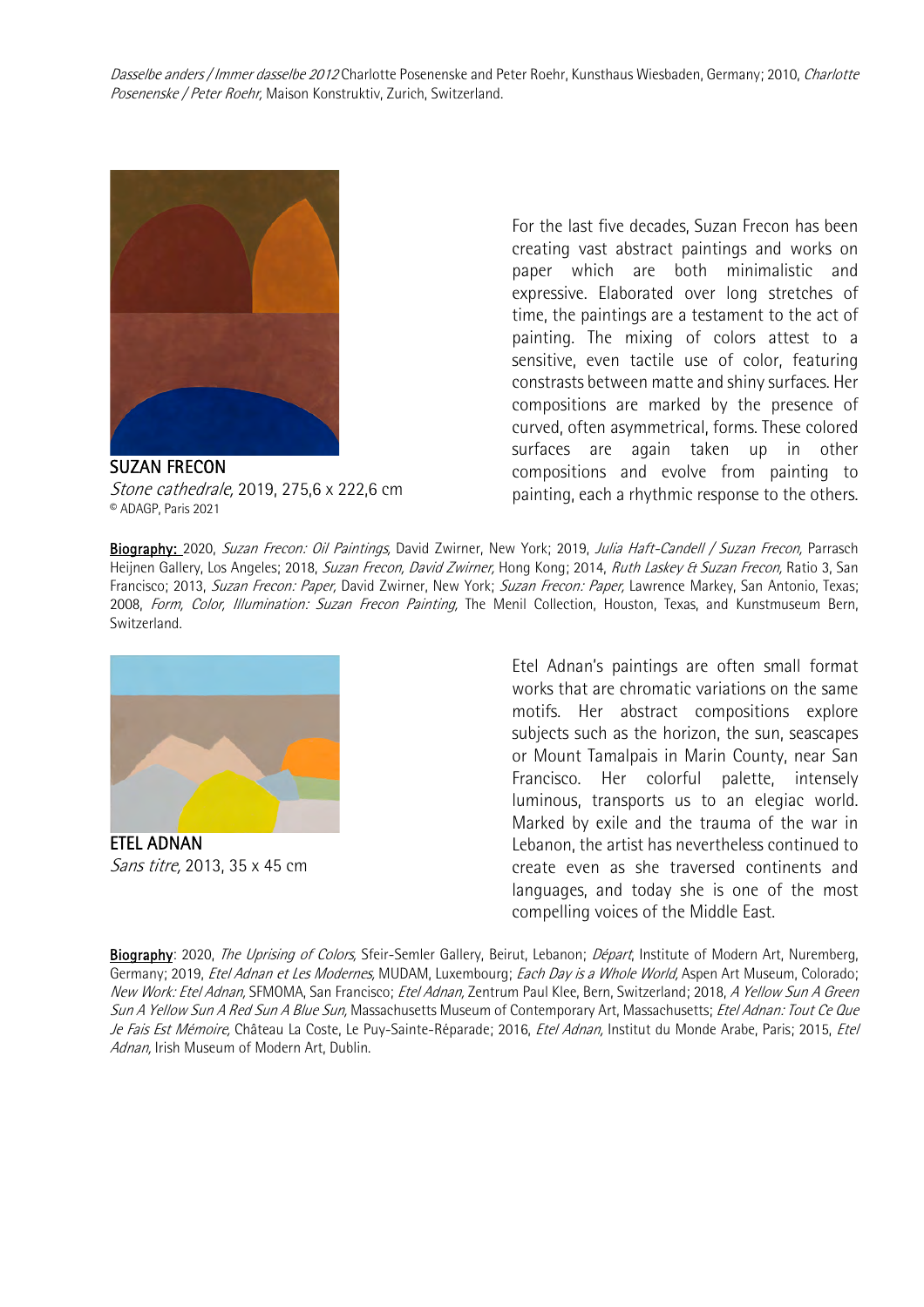*Dasselbe anders / Immer dasselbe 2012* Charlotte Posenenske and Peter Roehr, Kunsthaus Wiesbaden, Germany; 2010, *Charlotte Posenenske / Peter Roehr,* Maison Konstruktiv, Zurich, Switzerland.

**SUZAN FRECON**
*Stone cathedrale,* 2019, 275,6 x 222,6 cm
© ADAGP, Paris 2021

For the last five decades, Suzan Frecon has been creating vast abstract paintings and works on paper which are both minimalistic and expressive. Elaborated over long stretches of time, the paintings are a testament to the act of painting. The mixing of colors attest to a sensitive, even tactile use of color, featuring constrasts between matte and shiny surfaces. Her compositions are marked by the presence of curved, often asymmetrical, forms. These colored surfaces are again taken up in other compositions and evolve from painting to painting, each a rhythmic response to the others.

**Biography:** 2020, *Suzan Frecon: Oil Paintings,* David Zwirner, New York; 2019, *Julia Haft-Candell / Suzan Frecon,* Parrasch Heijnen Gallery, Los Angeles; 2018, *Suzan Frecon, David Zwirner,* Hong Kong; 2014, *Ruth Laskey & Suzan Frecon,* Ratio 3, San Francisco; 2013, *Suzan Frecon: Paper,* David Zwirner, New York; *Suzan Frecon: Paper,* Lawrence Markey, San Antonio, Texas; 2008, *Form, Color, Illumination: Suzan Frecon Painting,* The Menil Collection, Houston, Texas, and Kunstmuseum Bern, Switzerland.

**ETEL ADNAN**
*Sans titre,* 2013, 35 x 45 cm

Etel Adnan's paintings are often small format works that are chromatic variations on the same motifs. Her abstract compositions explore subjects such as the horizon, the sun, seascapes or Mount Tamalpais in Marin County, near San Francisco. Her colorful palette, intensely luminous, transports us to an elegiac world. Marked by exile and the trauma of the war in Lebanon, the artist has nevertheless continued to create even as she traversed continents and languages, and today she is one of the most compelling voices of the Middle East.

**Biography**: 2020, *The Uprising of Colors,* Sfeir-Semler Gallery, Beirut, Lebanon; *Départ,* Institute of Modern Art, Nuremberg, Germany; 2019, *Etel Adnan et Les Modernes,* MUDAM, Luxembourg; *Each Day is a Whole World,* Aspen Art Museum, Colorado; *New Work: Etel Adnan,* SFMOMA, San Francisco; *Etel Adnan,* Zentrum Paul Klee, Bern, Switzerland; 2018, *A Yellow Sun A Green Sun A Yellow Sun A Red Sun A Blue Sun,* Massachusetts Museum of Contemporary Art, Massachusetts; *Etel Adnan: Tout Ce Que Je Fais Est Mémoire,* Château La Coste, Le Puy-Sainte-Réparade; 2016, *Etel Adnan,* Institut du Monde Arabe, Paris; 2015, *Etel Adnan,* Irish Museum of Modern Art, Dublin.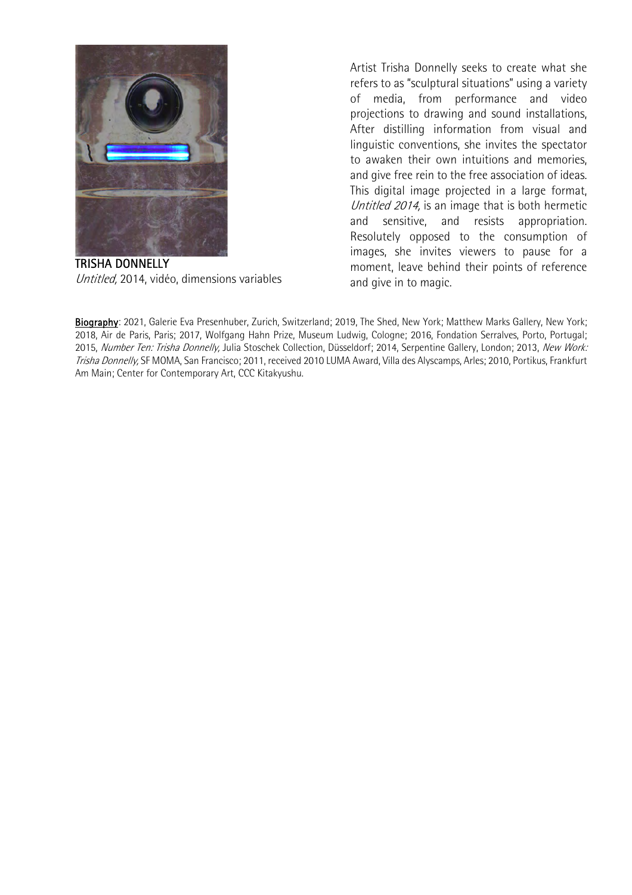**TRISHA DONNELLY**
*Untitled,* 2014, vidéo, dimensions variables

Artist Trisha Donnelly seeks to create what she refers to as "sculptural situations" using a variety of media, from performance and video projections to drawing and sound installations, After distilling information from visual and linguistic conventions, she invites the spectator to awaken their own intuitions and memories, and give free rein to the free association of ideas. This digital image projected in a large format, *Untitled 2014,* is an image that is both hermetic and sensitive, and resists appropriation. Resolutely opposed to the consumption of images, she invites viewers to pause for a moment, leave behind their points of reference and give in to magic.

**Biography**: 2021, Galerie Eva Presenhuber, Zurich, Switzerland; 2019, The Shed, New York; Matthew Marks Gallery, New York; 2018, Air de Paris, Paris; 2017, Wolfgang Hahn Prize, Museum Ludwig, Cologne; 2016, Fondation Serralves, Porto, Portugal; 2015, *Number Ten: Trisha Donnelly,* Julia Stoschek Collection, Düsseldorf; 2014, Serpentine Gallery, London; 2013, *New Work: Trisha Donnelly,* SF MOMA, San Francisco; 2011, received 2010 LUMA Award, Villa des Alyscamps, Arles; 2010, Portikus, Frankfurt Am Main; Center for Contemporary Art, CCC Kitakyushu.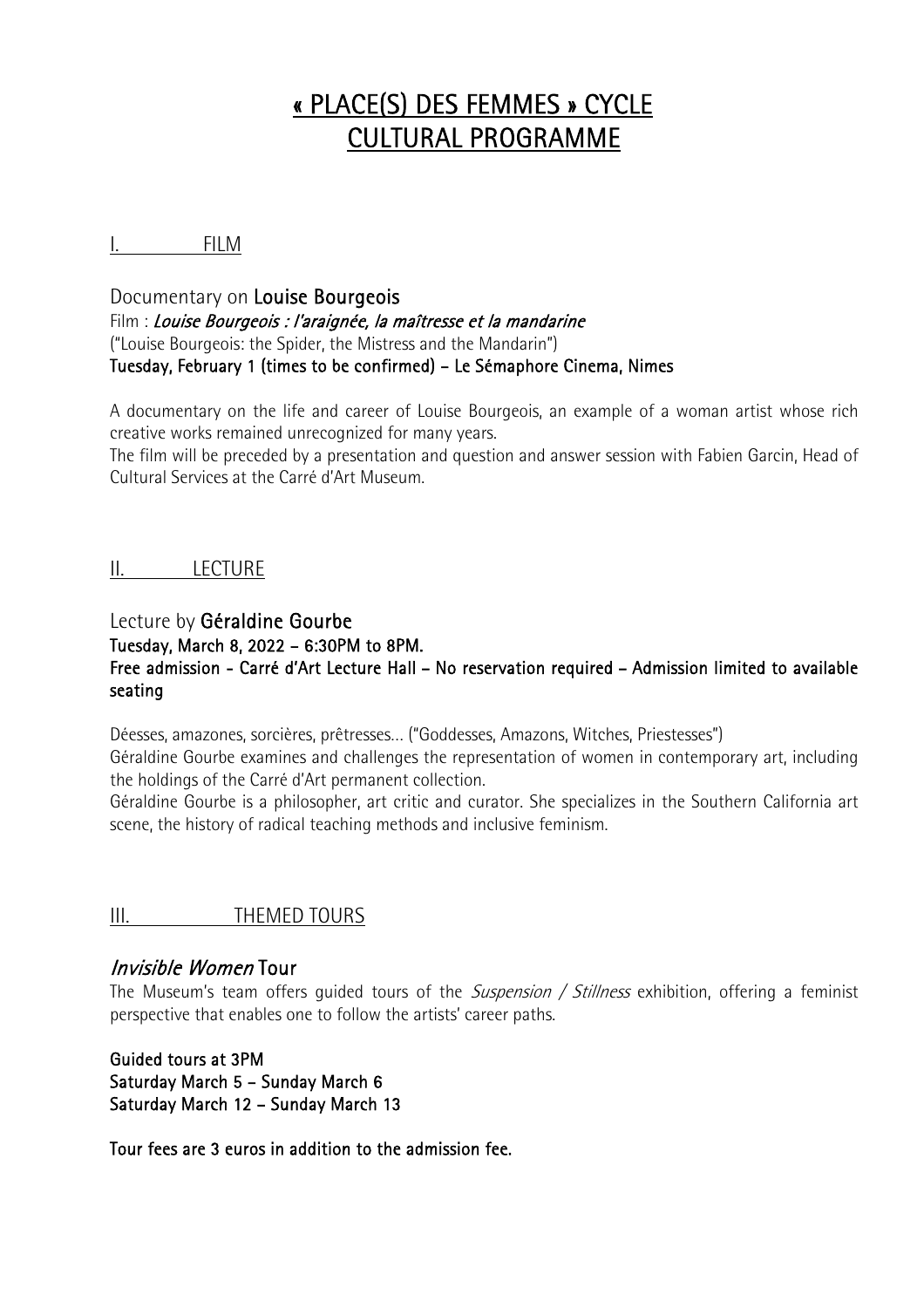# « PLACE(S) DES FEMMES » CYCLE CULTURAL PROGRAMME

## I. FILM

### Documentary on **Louise Bourgeois**

Film : ***Louise Bourgeois : l'araignée, la maîtresse et la mandarine***
("Louise Bourgeois: the Spider, the Mistress and the Mandarin")
**Tuesday, February 1 (times to be confirmed) – Le Sémaphore Cinema, Nimes**

A documentary on the life and career of Louise Bourgeois, an example of a woman artist whose rich creative works remained unrecognized for many years.
The film will be preceded by a presentation and question and answer session with Fabien Garcin, Head of Cultural Services at the Carré d'Art Museum.

## II. LECTURE

### Lecture by **Géraldine Gourbe**

**Tuesday, March 8, 2022 – 6:30PM to 8PM.**
**Free admission - Carré d'Art Lecture Hall – No reservation required – Admission limited to available seating**

Déesses, amazones, sorcières, prêtresses… ("Goddesses, Amazons, Witches, Priestesses")
Géraldine Gourbe examines and challenges the representation of women in contemporary art, including the holdings of the Carré d'Art permanent collection.
Géraldine Gourbe is a philosopher, art critic and curator. She specializes in the Southern California art scene, the history of radical teaching methods and inclusive feminism.

## III. THEMED TOURS

### *Invisible Women* Tour

The Museum's team offers guided tours of the *Suspension / Stillness* exhibition, offering a feminist perspective that enables one to follow the artists' career paths.

**Guided tours at 3PM**
**Saturday March 5 – Sunday March 6**
**Saturday March 12 – Sunday March 13**

**Tour fees are 3 euros in addition to the admission fee.**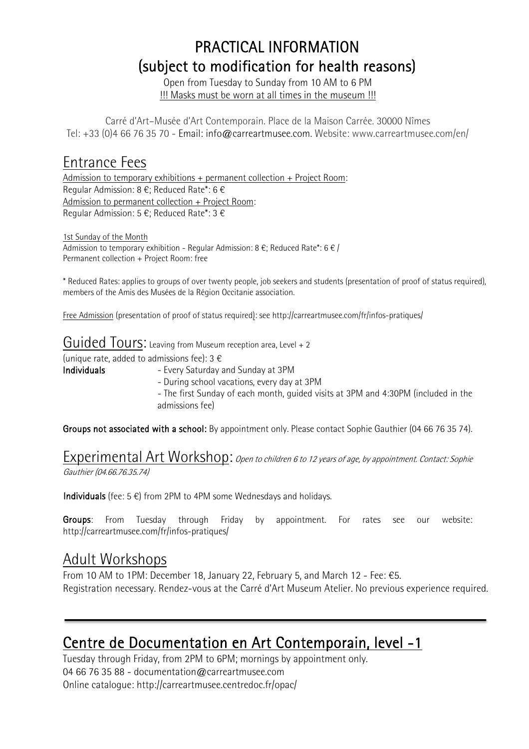# PRACTICAL INFORMATION
# (subject to modification for health reasons)

Open from Tuesday to Sunday from 10 AM to 6 PM

!!! Masks must be worn at all times in the museum !!!

Carré d'Art–Musée d'Art Contemporain. Place de la Maison Carrée. 30000 Nîmes
Tel: +33 (0)4 66 76 35 70 - Email: info@carreartmusee.com. Website: www.carreartmusee.com/en/

## Entrance Fees

Admission to temporary exhibitions + permanent collection + Project Room:
Regular Admission: 8 €; Reduced Rate*: 6 €
Admission to permanent collection + Project Room:
Regular Admission: 5 €; Reduced Rate*: 3 €

1st Sunday of the Month
Admission to temporary exhibition - Regular Admission: 8 €; Reduced Rate*: 6 € /
Permanent collection + Project Room: free

* Reduced Rates: applies to groups of over twenty people, job seekers and students (presentation of proof of status required), members of the Amis des Musées de la Région Occitanie association.

Free Admission (presentation of proof of status required): see http://carreartmusee.com/fr/infos-pratiques/

## Guided Tours: Leaving from Museum reception area, Level + 2

(unique rate, added to admissions fee): 3 €

**Individuals**
- Every Saturday and Sunday at 3PM
- During school vacations, every day at 3PM
- The first Sunday of each month, guided visits at 3PM and 4:30PM (included in the admissions fee)

**Groups not associated with a school:** By appointment only. Please contact Sophie Gauthier (04 66 76 35 74).

## Experimental Art Workshop: *Open to children 6 to 12 years of age, by appointment. Contact: Sophie Gauthier (04.66.76.35.74)*

**Individuals** (fee: 5 €) from 2PM to 4PM some Wednesdays and holidays.

**Groups**: From Tuesday through Friday by appointment. For rates see our website: http://carreartmusee.com/fr/infos-pratiques/

## Adult Workshops

From 10 AM to 1PM: December 18, January 22, February 5, and March 12 - Fee: €5.
Registration necessary. Rendez-vous at the Carré d'Art Museum Atelier. No previous experience required.

---

## Centre de Documentation en Art Contemporain, level -1

Tuesday through Friday, from 2PM to 6PM; mornings by appointment only.
04 66 76 35 88 - documentation@carreartmusee.com
Online catalogue: http://carreartmusee.centredoc.fr/opac/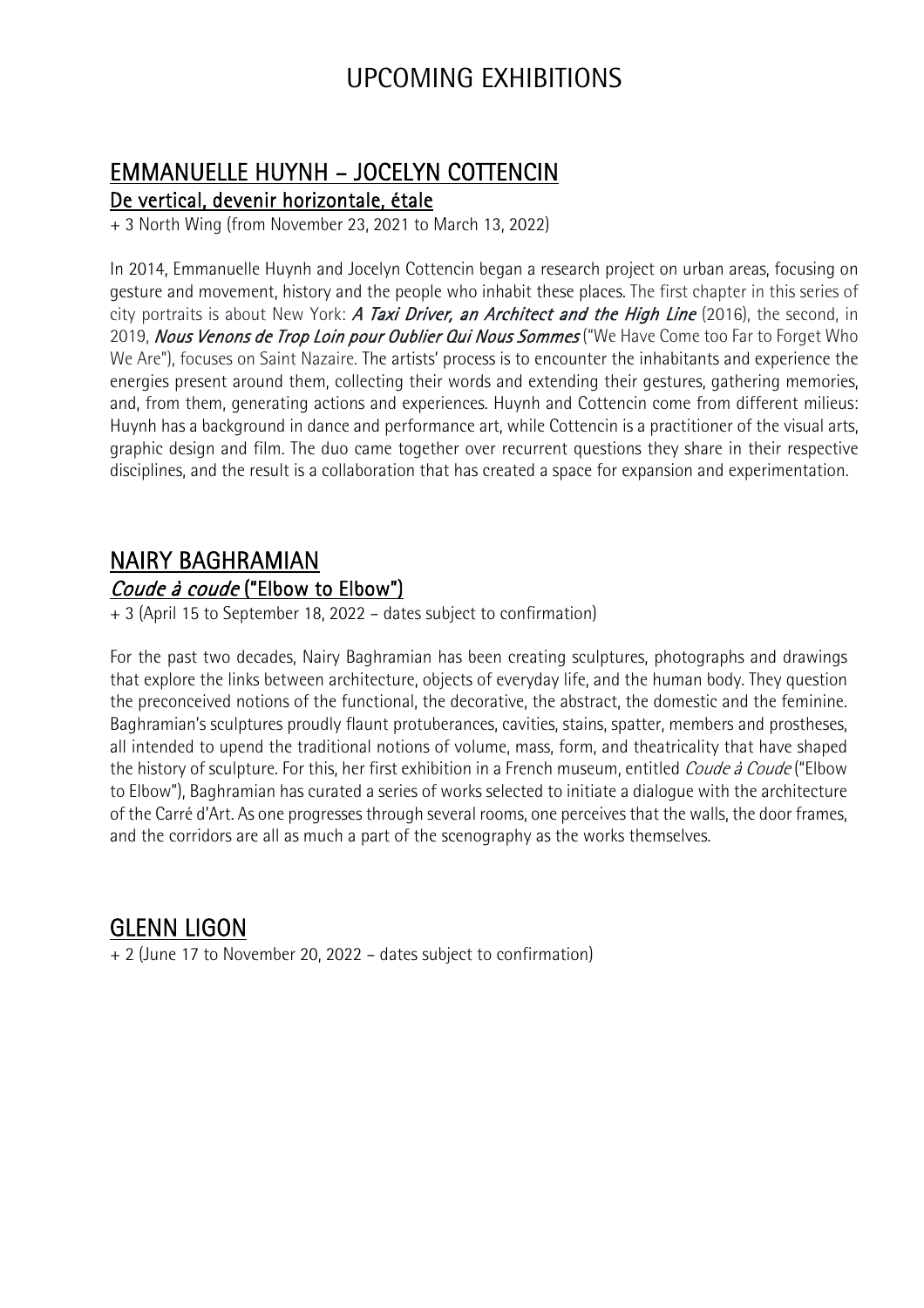# UPCOMING EXHIBITIONS

## EMMANUELLE HUYNH – JOCELYN COTTENCIN

### De vertical, devenir horizontale, étale

+ 3 North Wing (from November 23, 2021 to March 13, 2022)

In 2014, Emmanuelle Huynh and Jocelyn Cottencin began a research project on urban areas, focusing on gesture and movement, history and the people who inhabit these places. The first chapter in this series of city portraits is about New York: ***A Taxi Driver, an Architect and the High Line*** (2016), the second, in 2019, ***Nous Venons de Trop Loin pour Oublier Qui Nous Sommes*** ("We Have Come too Far to Forget Who We Are"), focuses on Saint Nazaire. The artists' process is to encounter the inhabitants and experience the energies present around them, collecting their words and extending their gestures, gathering memories, and, from them, generating actions and experiences. Huynh and Cottencin come from different milieus: Huynh has a background in dance and performance art, while Cottencin is a practitioner of the visual arts, graphic design and film. The duo came together over recurrent questions they share in their respective disciplines, and the result is a collaboration that has created a space for expansion and experimentation.

## NAIRY BAGHRAMIAN

### *Coude à coude* ("Elbow to Elbow")

+ 3 (April 15 to September 18, 2022 – dates subject to confirmation)

For the past two decades, Nairy Baghramian has been creating sculptures, photographs and drawings that explore the links between architecture, objects of everyday life, and the human body. They question the preconceived notions of the functional, the decorative, the abstract, the domestic and the feminine. Baghramian's sculptures proudly flaunt protuberances, cavities, stains, spatter, members and prostheses, all intended to upend the traditional notions of volume, mass, form, and theatricality that have shaped the history of sculpture. For this, her first exhibition in a French museum, entitled *Coude à Coude* ("Elbow to Elbow"), Baghramian has curated a series of works selected to initiate a dialogue with the architecture of the Carré d'Art. As one progresses through several rooms, one perceives that the walls, the door frames, and the corridors are all as much a part of the scenography as the works themselves.

## GLENN LIGON

+ 2 (June 17 to November 20, 2022 – dates subject to confirmation)